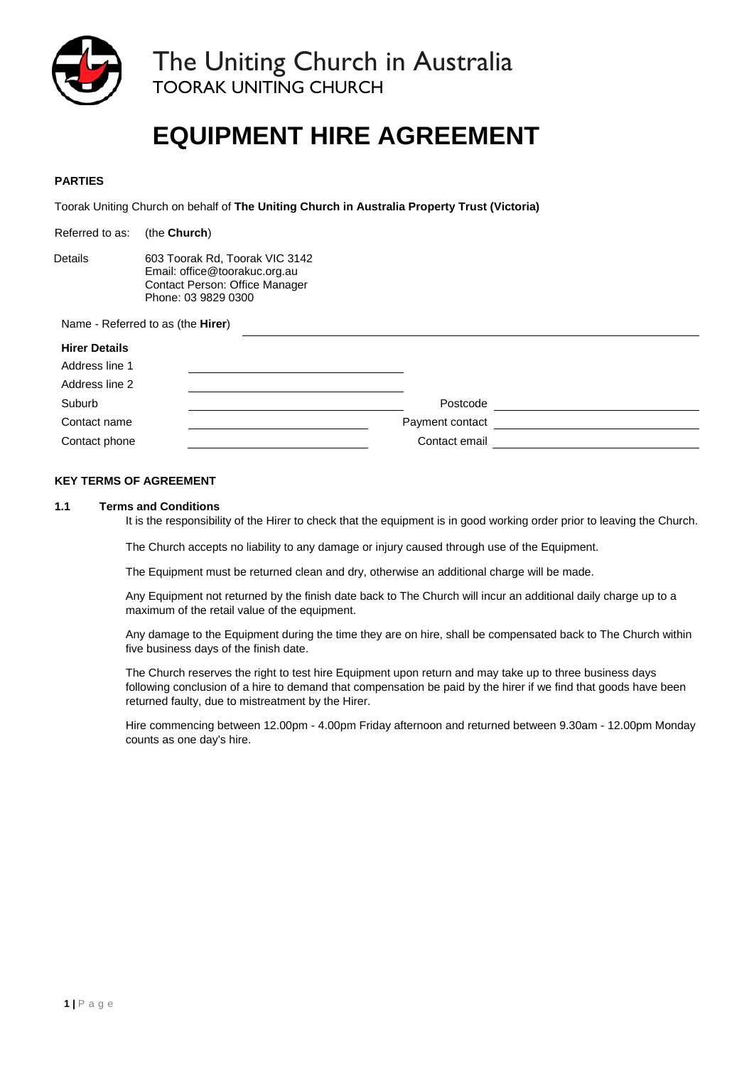The Uniting Church in Australia
TOORAK UNITING CHURCH

# EQUIPMENT HIRE AGREEMENT

**PARTIES**

Toorak Uniting Church on behalf of **The Uniting Church in Australia Property Trust (Victoria)**

Referred to as: (the **Church**)

Details
603 Toorak Rd, Toorak VIC 3142
Email: office@toorakuc.org.au
Contact Person: Office Manager
Phone: 03 9829 0300

Name - Referred to as (the **Hirer**) ______________________________

**Hirer Details**

| | | | |
|---|---|---|---|
| Address line 1 | | | |
| Address line 2 | | | |
| Suburb | | Postcode | |
| Contact name | | Payment contact | |
| Contact phone | | Contact email | |

**KEY TERMS OF AGREEMENT**

**1.1 Terms and Conditions**

It is the responsibility of the Hirer to check that the equipment is in good working order prior to leaving the Church.

The Church accepts no liability to any damage or injury caused through use of the Equipment.

The Equipment must be returned clean and dry, otherwise an additional charge will be made.

Any Equipment not returned by the finish date back to The Church will incur an additional daily charge up to a maximum of the retail value of the equipment.

Any damage to the Equipment during the time they are on hire, shall be compensated back to The Church within five business days of the finish date.

The Church reserves the right to test hire Equipment upon return and may take up to three business days following conclusion of a hire to demand that compensation be paid by the hirer if we find that goods have been returned faulty, due to mistreatment by the Hirer.

Hire commencing between 12.00pm - 4.00pm Friday afternoon and returned between 9.30am - 12.00pm Monday counts as one day's hire.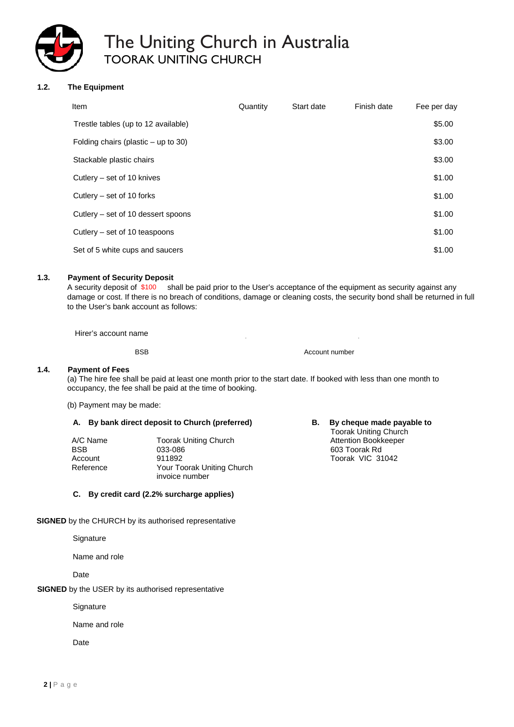# The Uniting Church in Australia
## TOORAK UNITING CHURCH

**1.2. The Equipment**

| Item | Quantity | Start date | Finish date | Fee per day |
|---|---|---|---|---|
| Trestle tables (up to 12 available) | | | | $5.00 |
| Folding chairs (plastic – up to 30) | | | | $3.00 |
| Stackable plastic chairs | | | | $3.00 |
| Cutlery – set of 10 knives | | | | $1.00 |
| Cutlery – set of 10 forks | | | | $1.00 |
| Cutlery – set of 10 dessert spoons | | | | $1.00 |
| Cutlery – set of 10 teaspoons | | | | $1.00 |
| Set of 5 white cups and saucers | | | | $1.00 |

**1.3. Payment of Security Deposit**

A security deposit of $100 shall be paid prior to the User's acceptance of the equipment as security against any damage or cost. If there is no breach of conditions, damage or cleaning costs, the security bond shall be returned in full to the User's bank account as follows:

Hirer's account name

BSB

Account number

**1.4. Payment of Fees**

(a) The hire fee shall be paid at least one month prior to the start date. If booked with less than one month to occupancy, the fee shall be paid at the time of booking.

(b) Payment may be made:

**A. By bank direct deposit to Church (preferred)**

| | |
|---|---|
| A/C Name | Toorak Uniting Church |
| BSB | 033-086 |
| Account | 911892 |
| Reference | Your Toorak Uniting Church invoice number |

**B. By cheque made payable to**

Toorak Uniting Church
Attention Bookkeeper
603 Toorak Rd
Toorak VIC 31042

**C. By credit card (2.2% surcharge applies)**

**SIGNED** by the CHURCH by its authorised representative

Signature

Name and role

Date

**SIGNED** by the USER by its authorised representative

Signature

Name and role

Date